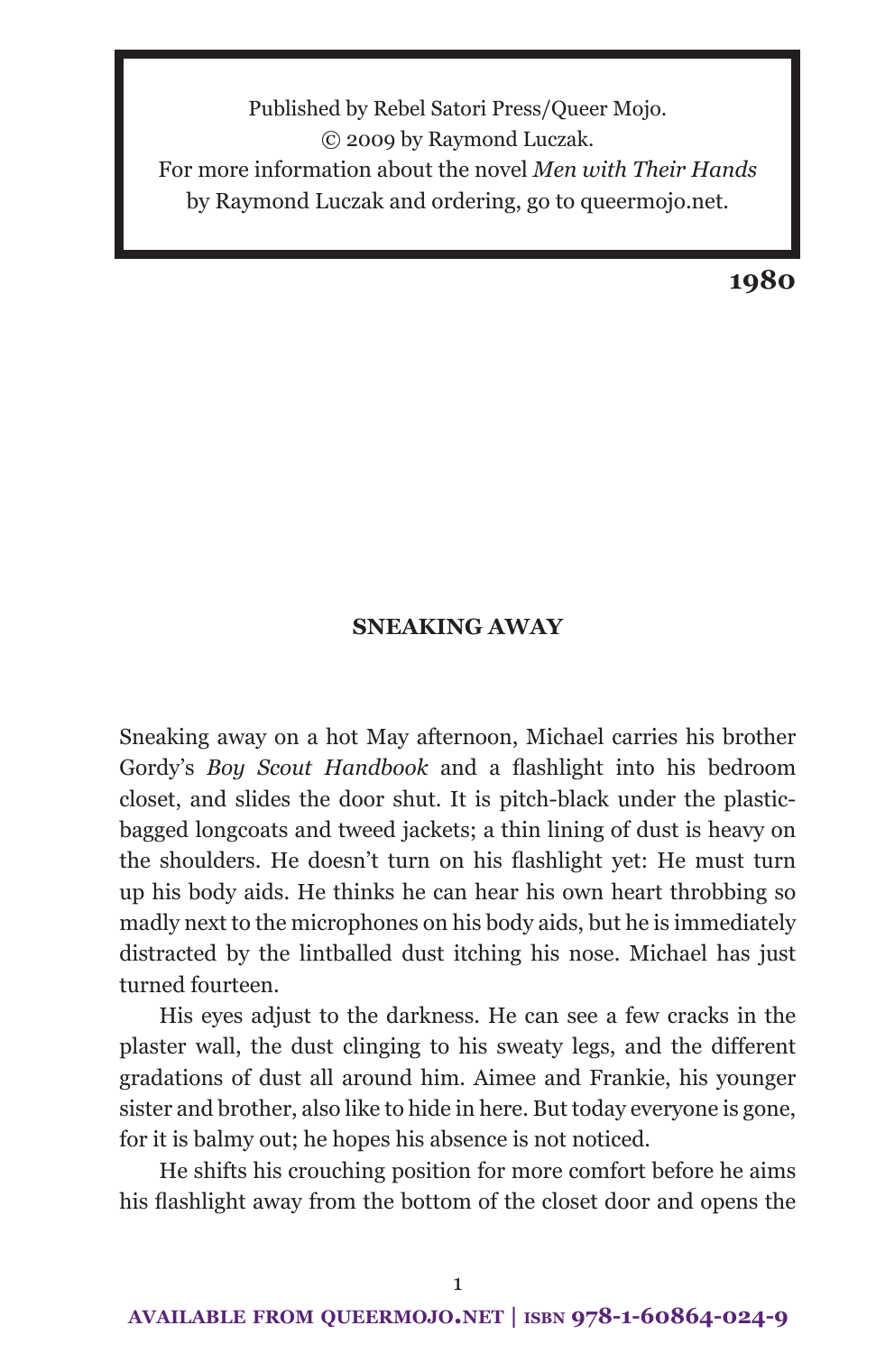Published by Rebel Satori Press/Queer Mojo.
© 2009 by Raymond Luczak.
For more information about the novel *Men with Their Hands* by Raymond Luczak and ordering, go to queermojo.net.

**1980**

## SNEAKING AWAY

Sneaking away on a hot May afternoon, Michael carries his brother Gordy's *Boy Scout Handbook* and a flashlight into his bedroom closet, and slides the door shut. It is pitch-black under the plastic-bagged longcoats and tweed jackets; a thin lining of dust is heavy on the shoulders. He doesn't turn on his flashlight yet: He must turn up his body aids. He thinks he can hear his own heart throbbing so madly next to the microphones on his body aids, but he is immediately distracted by the lintballed dust itching his nose. Michael has just turned fourteen.

His eyes adjust to the darkness. He can see a few cracks in the plaster wall, the dust clinging to his sweaty legs, and the different gradations of dust all around him. Aimee and Frankie, his younger sister and brother, also like to hide in here. But today everyone is gone, for it is balmy out; he hopes his absence is not noticed.

He shifts his crouching position for more comfort before he aims his flashlight away from the bottom of the closet door and opens the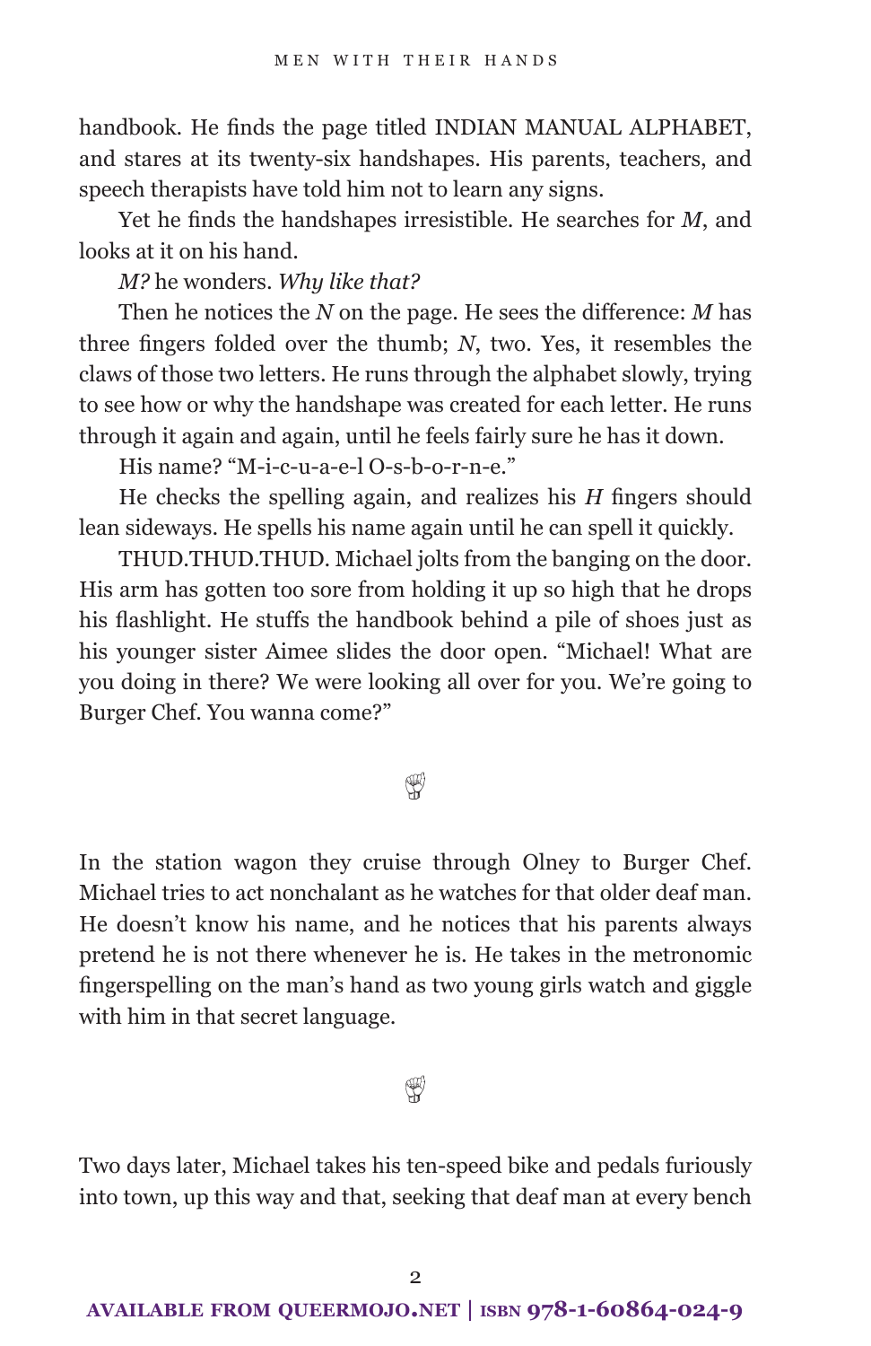handbook. He finds the page titled INDIAN MANUAL ALPHABET, and stares at its twenty-six handshapes. His parents, teachers, and speech therapists have told him not to learn any signs.

Yet he finds the handshapes irresistible. He searches for *M*, and looks at it on his hand.

*M?* he wonders. *Why like that?*

Then he notices the *N* on the page. He sees the difference: *M* has three fingers folded over the thumb; *N*, two. Yes, it resembles the claws of those two letters. He runs through the alphabet slowly, trying to see how or why the handshape was created for each letter. He runs through it again and again, until he feels fairly sure he has it down.

His name? "M-i-c-u-a-e-l O-s-b-o-r-n-e."

He checks the spelling again, and realizes his *H* fingers should lean sideways. He spells his name again until he can spell it quickly.

THUD.THUD.THUD. Michael jolts from the banging on the door. His arm has gotten too sore from holding it up so high that he drops his flashlight. He stuffs the handbook behind a pile of shoes just as his younger sister Aimee slides the door open. "Michael! What are you doing in there? We were looking all over for you. We're going to Burger Chef. You wanna come?"

---

In the station wagon they cruise through Olney to Burger Chef. Michael tries to act nonchalant as he watches for that older deaf man. He doesn't know his name, and he notices that his parents always pretend he is not there whenever he is. He takes in the metronomic fingerspelling on the man's hand as two young girls watch and giggle with him in that secret language.

---

Two days later, Michael takes his ten-speed bike and pedals furiously into town, up this way and that, seeking that deaf man at every bench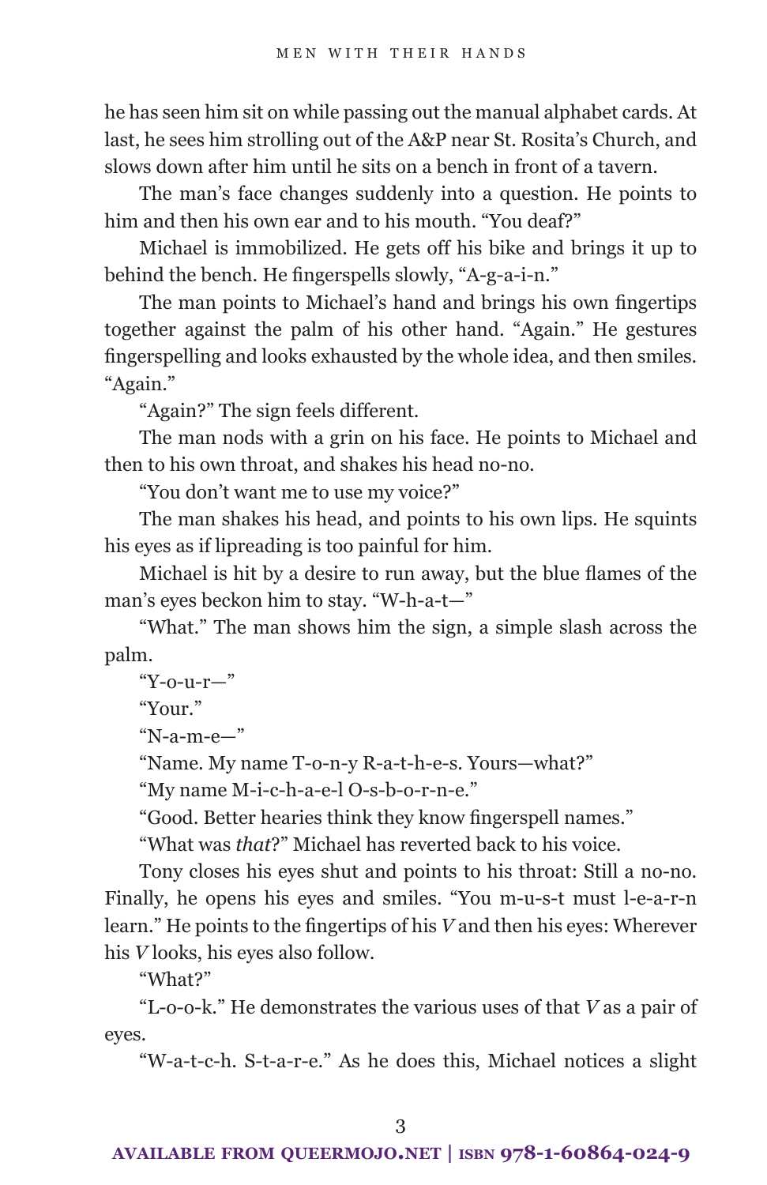he has seen him sit on while passing out the manual alphabet cards. At last, he sees him strolling out of the A&P near St. Rosita's Church, and slows down after him until he sits on a bench in front of a tavern.

The man's face changes suddenly into a question. He points to him and then his own ear and to his mouth. "You deaf?"

Michael is immobilized. He gets off his bike and brings it up to behind the bench. He fingerspells slowly, "A-g-a-i-n."

The man points to Michael's hand and brings his own fingertips together against the palm of his other hand. "Again." He gestures fingerspelling and looks exhausted by the whole idea, and then smiles. "Again."

"Again?" The sign feels different.

The man nods with a grin on his face. He points to Michael and then to his own throat, and shakes his head no-no.

"You don't want me to use my voice?"

The man shakes his head, and points to his own lips. He squints his eyes as if lipreading is too painful for him.

Michael is hit by a desire to run away, but the blue flames of the man's eyes beckon him to stay. "W-h-a-t—"

"What." The man shows him the sign, a simple slash across the palm.

"Y-o-u-r—"

"Your."

"N-a-m-e—"

"Name. My name T-o-n-y R-a-t-h-e-s. Yours—what?"

"My name M-i-c-h-a-e-l O-s-b-o-r-n-e."

"Good. Better hearies think they know fingerspell names."

"What was *that*?" Michael has reverted back to his voice.

Tony closes his eyes shut and points to his throat: Still a no-no. Finally, he opens his eyes and smiles. "You m-u-s-t must l-e-a-r-n learn." He points to the fingertips of his *V* and then his eyes: Wherever his *V* looks, his eyes also follow.

"What?"

"L-o-o-k." He demonstrates the various uses of that *V* as a pair of eyes.

"W-a-t-c-h. S-t-a-r-e." As he does this, Michael notices a slight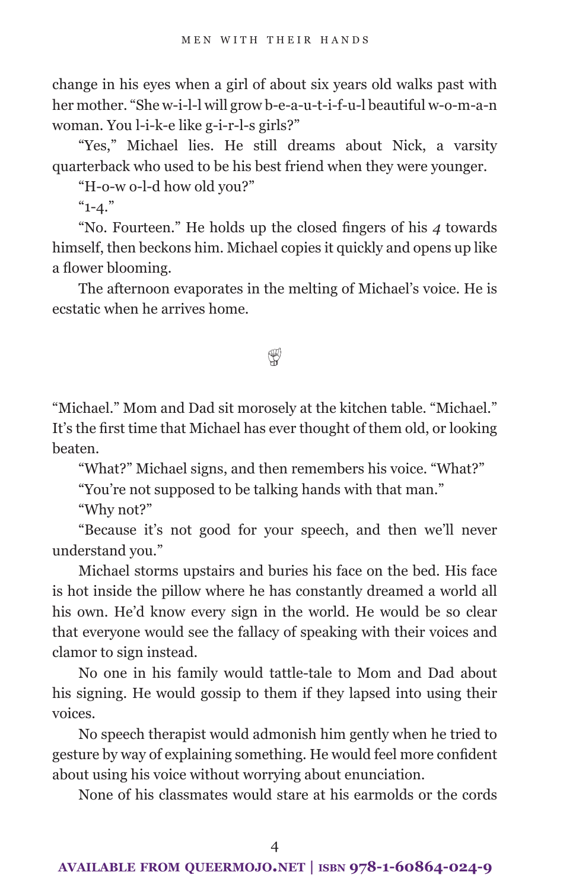change in his eyes when a girl of about six years old walks past with her mother. "She w-i-l-l will grow b-e-a-u-t-i-f-u-l beautiful w-o-m-a-n woman. You l-i-k-e like g-i-r-l-s girls?"

"Yes," Michael lies. He still dreams about Nick, a varsity quarterback who used to be his best friend when they were younger.

"H-o-w o-l-d how old you?"

"1-4."

"No. Fourteen." He holds up the closed fingers of his *4* towards himself, then beckons him. Michael copies it quickly and opens up like a flower blooming.

The afternoon evaporates in the melting of Michael's voice. He is ecstatic when he arrives home.

"Michael." Mom and Dad sit morosely at the kitchen table. "Michael." It's the first time that Michael has ever thought of them old, or looking beaten.

"What?" Michael signs, and then remembers his voice. "What?"

"You're not supposed to be talking hands with that man."

"Why not?"

"Because it's not good for your speech, and then we'll never understand you."

Michael storms upstairs and buries his face on the bed. His face is hot inside the pillow where he has constantly dreamed a world all his own. He'd know every sign in the world. He would be so clear that everyone would see the fallacy of speaking with their voices and clamor to sign instead.

No one in his family would tattle-tale to Mom and Dad about his signing. He would gossip to them if they lapsed into using their voices.

No speech therapist would admonish him gently when he tried to gesture by way of explaining something. He would feel more confident about using his voice without worrying about enunciation.

None of his classmates would stare at his earmolds or the cords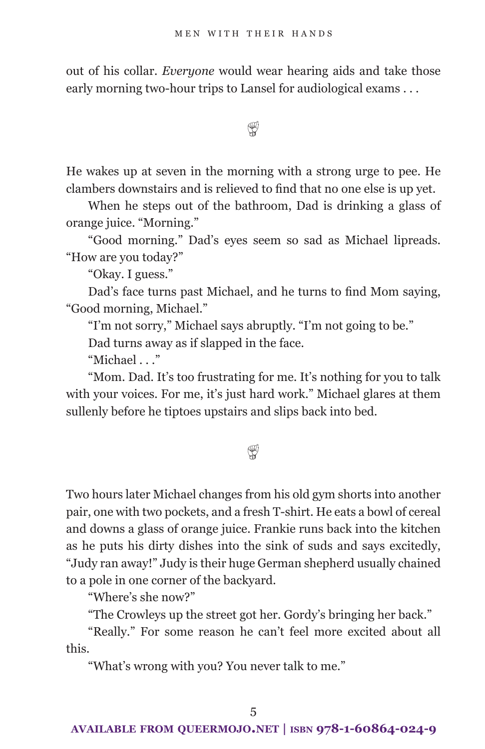out of his collar. *Everyone* would wear hearing aids and take those early morning two-hour trips to Lansel for audiological exams . . .

---

He wakes up at seven in the morning with a strong urge to pee. He clambers downstairs and is relieved to find that no one else is up yet.

When he steps out of the bathroom, Dad is drinking a glass of orange juice. "Morning."

"Good morning." Dad's eyes seem so sad as Michael lipreads. "How are you today?"

"Okay. I guess."

Dad's face turns past Michael, and he turns to find Mom saying, "Good morning, Michael."

"I'm not sorry," Michael says abruptly. "I'm not going to be."

Dad turns away as if slapped in the face.

"Michael . . ."

"Mom. Dad. It's too frustrating for me. It's nothing for you to talk with your voices. For me, it's just hard work." Michael glares at them sullenly before he tiptoes upstairs and slips back into bed.

---

Two hours later Michael changes from his old gym shorts into another pair, one with two pockets, and a fresh T-shirt. He eats a bowl of cereal and downs a glass of orange juice. Frankie runs back into the kitchen as he puts his dirty dishes into the sink of suds and says excitedly, "Judy ran away!" Judy is their huge German shepherd usually chained to a pole in one corner of the backyard.

"Where's she now?"

"The Crowleys up the street got her. Gordy's bringing her back."

"Really." For some reason he can't feel more excited about all this.

"What's wrong with you? You never talk to me."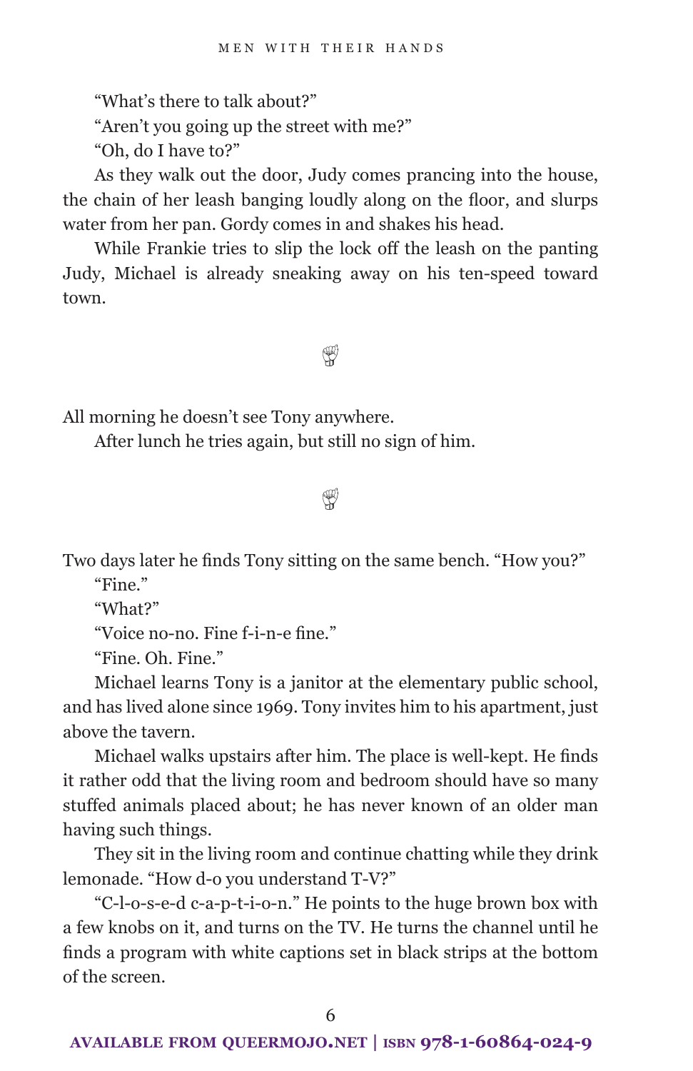"What's there to talk about?"

"Aren't you going up the street with me?"

"Oh, do I have to?"

As they walk out the door, Judy comes prancing into the house, the chain of her leash banging loudly along on the floor, and slurps water from her pan. Gordy comes in and shakes his head.

While Frankie tries to slip the lock off the leash on the panting Judy, Michael is already sneaking away on his ten-speed toward town.

---

All morning he doesn't see Tony anywhere.

After lunch he tries again, but still no sign of him.

---

Two days later he finds Tony sitting on the same bench. "How you?"

"Fine."

"What?"

"Voice no-no. Fine f-i-n-e fine."

"Fine. Oh. Fine."

Michael learns Tony is a janitor at the elementary public school, and has lived alone since 1969. Tony invites him to his apartment, just above the tavern.

Michael walks upstairs after him. The place is well-kept. He finds it rather odd that the living room and bedroom should have so many stuffed animals placed about; he has never known of an older man having such things.

They sit in the living room and continue chatting while they drink lemonade. "How d-o you understand T-V?"

"C-l-o-s-e-d c-a-p-t-i-o-n." He points to the huge brown box with a few knobs on it, and turns on the TV. He turns the channel until he finds a program with white captions set in black strips at the bottom of the screen.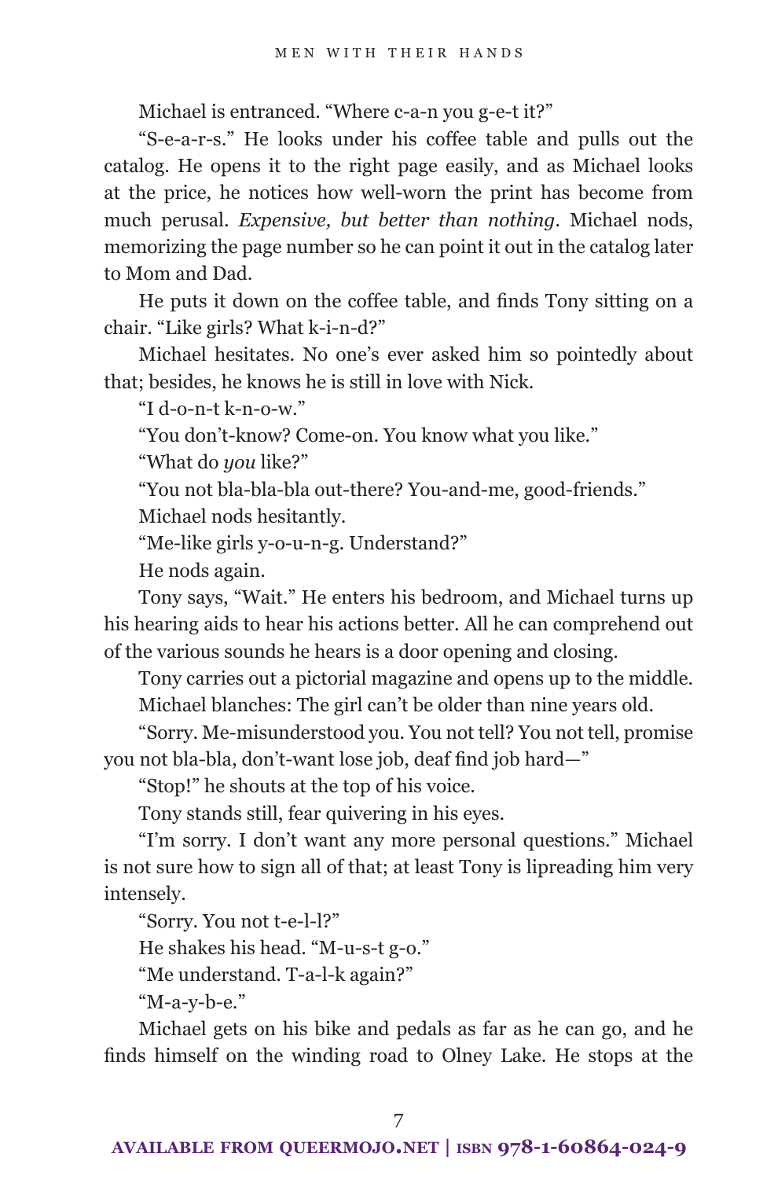Michael is entranced. “Where c-a-n you g-e-t it?”

“S-e-a-r-s.” He looks under his coffee table and pulls out the catalog. He opens it to the right page easily, and as Michael looks at the price, he notices how well-worn the print has become from much perusal. *Expensive, but better than nothing.* Michael nods, memorizing the page number so he can point it out in the catalog later to Mom and Dad.

He puts it down on the coffee table, and finds Tony sitting on a chair. “Like girls? What k-i-n-d?”

Michael hesitates. No one’s ever asked him so pointedly about that; besides, he knows he is still in love with Nick.

“I d-o-n-t k-n-o-w.”

“You don’t-know? Come-on. You know what you like.”

“What do *you* like?”

“You not bla-bla-bla out-there? You-and-me, good-friends.”

Michael nods hesitantly.

“Me-like girls y-o-u-n-g. Understand?”

He nods again.

Tony says, “Wait.” He enters his bedroom, and Michael turns up his hearing aids to hear his actions better. All he can comprehend out of the various sounds he hears is a door opening and closing.

Tony carries out a pictorial magazine and opens up to the middle.

Michael blanches: The girl can’t be older than nine years old.

“Sorry. Me-misunderstood you. You not tell? You not tell, promise you not bla-bla, don’t-want lose job, deaf find job hard—”

“Stop!” he shouts at the top of his voice.

Tony stands still, fear quivering in his eyes.

“I’m sorry. I don’t want any more personal questions.” Michael is not sure how to sign all of that; at least Tony is lipreading him very intensely.

“Sorry. You not t-e-l-l?”

He shakes his head. “M-u-s-t g-o.”

“Me understand. T-a-l-k again?”

“M-a-y-b-e.”

Michael gets on his bike and pedals as far as he can go, and he finds himself on the winding road to Olney Lake. He stops at the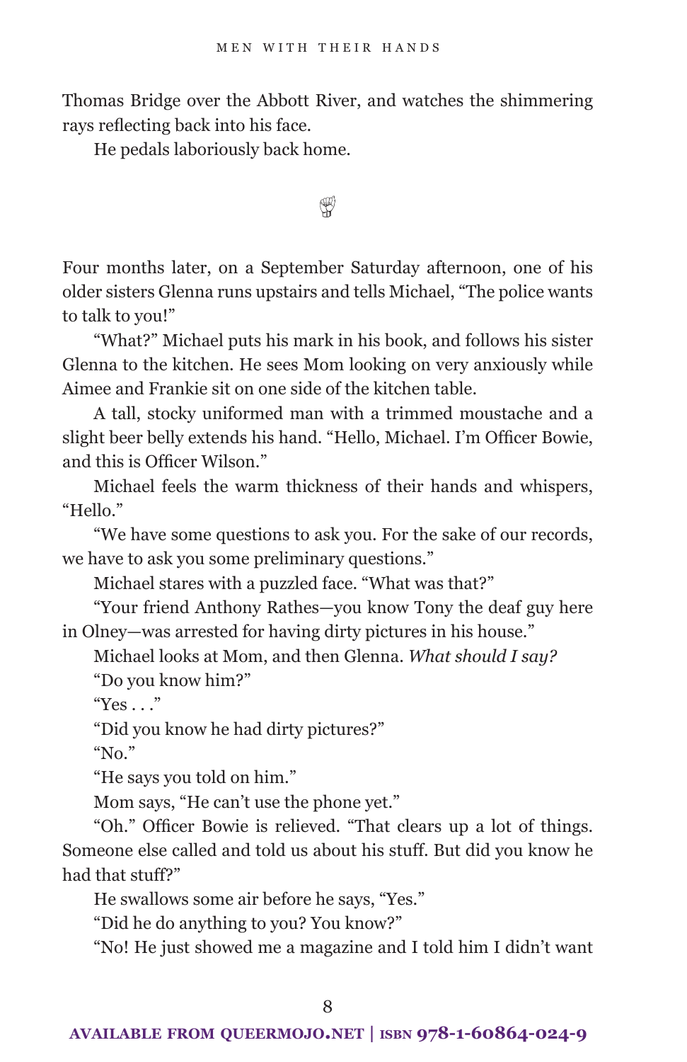Thomas Bridge over the Abbott River, and watches the shimmering rays reflecting back into his face.

He pedals laboriously back home.

Four months later, on a September Saturday afternoon, one of his older sisters Glenna runs upstairs and tells Michael, "The police wants to talk to you!"

"What?" Michael puts his mark in his book, and follows his sister Glenna to the kitchen. He sees Mom looking on very anxiously while Aimee and Frankie sit on one side of the kitchen table.

A tall, stocky uniformed man with a trimmed moustache and a slight beer belly extends his hand. "Hello, Michael. I'm Officer Bowie, and this is Officer Wilson."

Michael feels the warm thickness of their hands and whispers, "Hello."

"We have some questions to ask you. For the sake of our records, we have to ask you some preliminary questions."

Michael stares with a puzzled face. "What was that?"

"Your friend Anthony Rathes—you know Tony the deaf guy here in Olney—was arrested for having dirty pictures in his house."

Michael looks at Mom, and then Glenna. *What should I say?*

"Do you know him?"

"Yes . . ."

"Did you know he had dirty pictures?"

"No."

"He says you told on him."

Mom says, "He can't use the phone yet."

"Oh." Officer Bowie is relieved. "That clears up a lot of things. Someone else called and told us about his stuff. But did you know he had that stuff?"

He swallows some air before he says, "Yes."

"Did he do anything to you? You know?"

"No! He just showed me a magazine and I told him I didn't want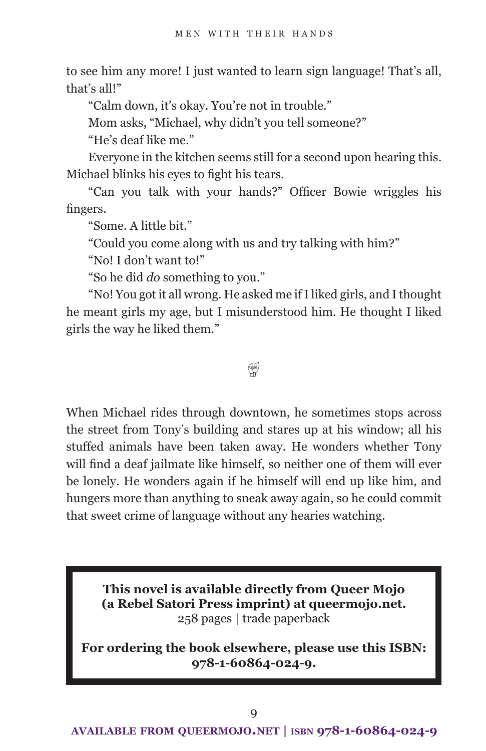to see him any more! I just wanted to learn sign language! That's all, that's all!"

"Calm down, it's okay. You're not in trouble."

Mom asks, "Michael, why didn't you tell someone?"

"He's deaf like me."

Everyone in the kitchen seems still for a second upon hearing this. Michael blinks his eyes to fight his tears.

"Can you talk with your hands?" Officer Bowie wriggles his fingers.

"Some. A little bit."

"Could you come along with us and try talking with him?"

"No! I don't want to!"

"So he did *do* something to you."

"No! You got it all wrong. He asked me if I liked girls, and I thought he meant girls my age, but I misunderstood him. He thought I liked girls the way he liked them."

When Michael rides through downtown, he sometimes stops across the street from Tony's building and stares up at his window; all his stuffed animals have been taken away. He wonders whether Tony will find a deaf jailmate like himself, so neither one of them will ever be lonely. He wonders again if he himself will end up like him, and hungers more than anything to sneak away again, so he could commit that sweet crime of language without any hearies watching.

**This novel is available directly from Queer Mojo (a Rebel Satori Press imprint) at queermojo.net.**
258 pages | trade paperback

**For ordering the book elsewhere, please use this ISBN: 978-1-60864-024-9.**